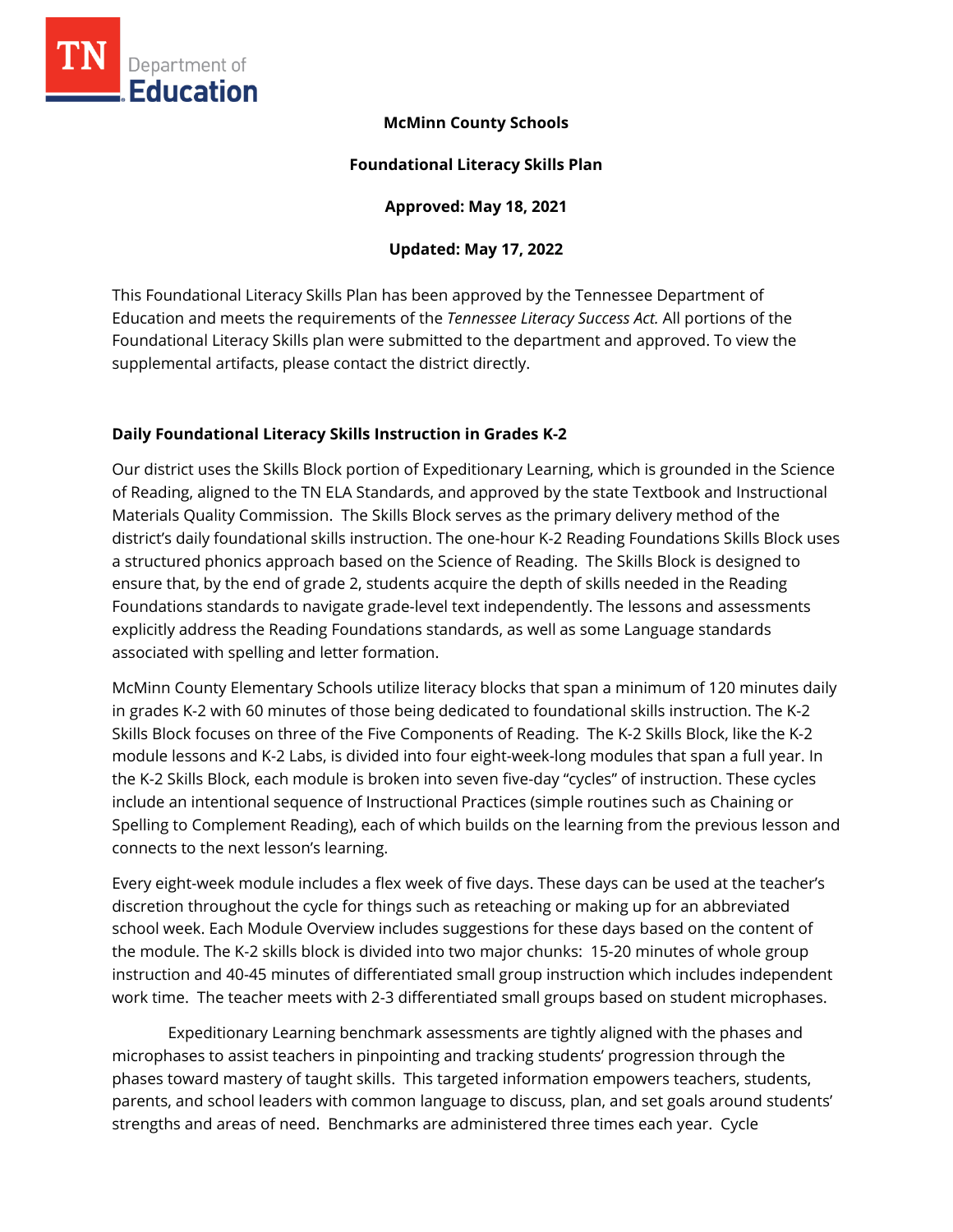**McMinn County Schools**

**Foundational Literacy Skills Plan**

**Approved: May 18, 2021**

**Updated: May 17, 2022**

This Foundational Literacy Skills Plan has been approved by the Tennessee Department of Education and meets the requirements of the *Tennessee Literacy Success Act.* All portions of the Foundational Literacy Skills plan were submitted to the department and approved. To view the supplemental artifacts, please contact the district directly.

## Daily Foundational Literacy Skills Instruction in Grades K-2

Our district uses the Skills Block portion of Expeditionary Learning, which is grounded in the Science of Reading, aligned to the TN ELA Standards, and approved by the state Textbook and Instructional Materials Quality Commission. The Skills Block serves as the primary delivery method of the district's daily foundational skills instruction. The one-hour K-2 Reading Foundations Skills Block uses a structured phonics approach based on the Science of Reading. The Skills Block is designed to ensure that, by the end of grade 2, students acquire the depth of skills needed in the Reading Foundations standards to navigate grade-level text independently. The lessons and assessments explicitly address the Reading Foundations standards, as well as some Language standards associated with spelling and letter formation.

McMinn County Elementary Schools utilize literacy blocks that span a minimum of 120 minutes daily in grades K-2 with 60 minutes of those being dedicated to foundational skills instruction. The K-2 Skills Block focuses on three of the Five Components of Reading. The K-2 Skills Block, like the K-2 module lessons and K-2 Labs, is divided into four eight-week-long modules that span a full year. In the K-2 Skills Block, each module is broken into seven five-day "cycles" of instruction. These cycles include an intentional sequence of Instructional Practices (simple routines such as Chaining or Spelling to Complement Reading), each of which builds on the learning from the previous lesson and connects to the next lesson's learning.

Every eight-week module includes a flex week of five days. These days can be used at the teacher's discretion throughout the cycle for things such as reteaching or making up for an abbreviated school week. Each Module Overview includes suggestions for these days based on the content of the module. The K-2 skills block is divided into two major chunks: 15-20 minutes of whole group instruction and 40-45 minutes of differentiated small group instruction which includes independent work time. The teacher meets with 2-3 differentiated small groups based on student microphases.

Expeditionary Learning benchmark assessments are tightly aligned with the phases and microphases to assist teachers in pinpointing and tracking students' progression through the phases toward mastery of taught skills. This targeted information empowers teachers, students, parents, and school leaders with common language to discuss, plan, and set goals around students' strengths and areas of need. Benchmarks are administered three times each year. Cycle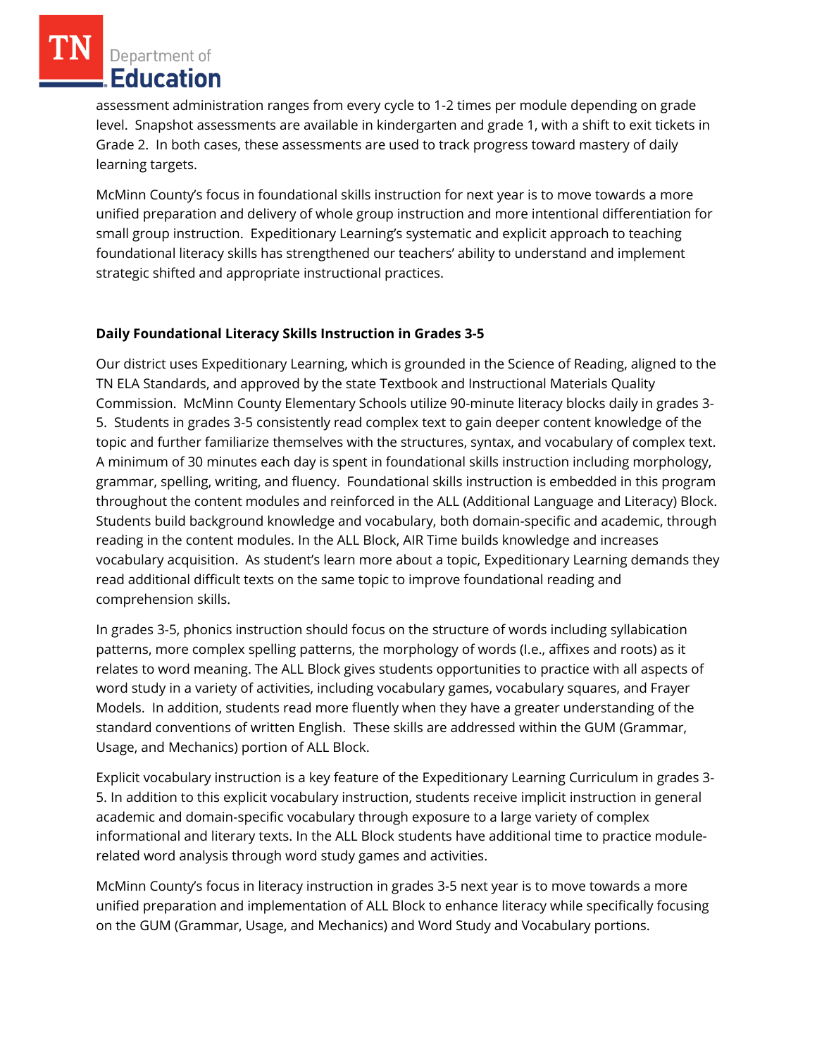assessment administration ranges from every cycle to 1-2 times per module depending on grade level. Snapshot assessments are available in kindergarten and grade 1, with a shift to exit tickets in Grade 2. In both cases, these assessments are used to track progress toward mastery of daily learning targets.

McMinn County's focus in foundational skills instruction for next year is to move towards a more unified preparation and delivery of whole group instruction and more intentional differentiation for small group instruction. Expeditionary Learning's systematic and explicit approach to teaching foundational literacy skills has strengthened our teachers' ability to understand and implement strategic shifted and appropriate instructional practices.

**Daily Foundational Literacy Skills Instruction in Grades 3-5**

Our district uses Expeditionary Learning, which is grounded in the Science of Reading, aligned to the TN ELA Standards, and approved by the state Textbook and Instructional Materials Quality Commission. McMinn County Elementary Schools utilize 90-minute literacy blocks daily in grades 3-5. Students in grades 3-5 consistently read complex text to gain deeper content knowledge of the topic and further familiarize themselves with the structures, syntax, and vocabulary of complex text. A minimum of 30 minutes each day is spent in foundational skills instruction including morphology, grammar, spelling, writing, and fluency. Foundational skills instruction is embedded in this program throughout the content modules and reinforced in the ALL (Additional Language and Literacy) Block. Students build background knowledge and vocabulary, both domain-specific and academic, through reading in the content modules. In the ALL Block, AIR Time builds knowledge and increases vocabulary acquisition. As student's learn more about a topic, Expeditionary Learning demands they read additional difficult texts on the same topic to improve foundational reading and comprehension skills.

In grades 3-5, phonics instruction should focus on the structure of words including syllabication patterns, more complex spelling patterns, the morphology of words (I.e., affixes and roots) as it relates to word meaning. The ALL Block gives students opportunities to practice with all aspects of word study in a variety of activities, including vocabulary games, vocabulary squares, and Frayer Models. In addition, students read more fluently when they have a greater understanding of the standard conventions of written English. These skills are addressed within the GUM (Grammar, Usage, and Mechanics) portion of ALL Block.

Explicit vocabulary instruction is a key feature of the Expeditionary Learning Curriculum in grades 3-5. In addition to this explicit vocabulary instruction, students receive implicit instruction in general academic and domain-specific vocabulary through exposure to a large variety of complex informational and literary texts. In the ALL Block students have additional time to practice module-related word analysis through word study games and activities.

McMinn County's focus in literacy instruction in grades 3-5 next year is to move towards a more unified preparation and implementation of ALL Block to enhance literacy while specifically focusing on the GUM (Grammar, Usage, and Mechanics) and Word Study and Vocabulary portions.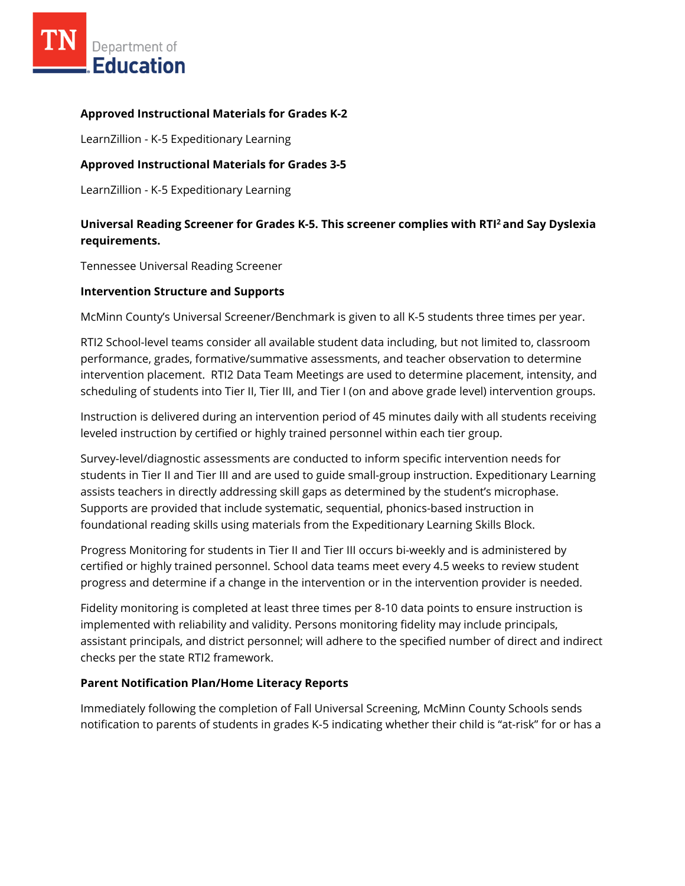**Approved Instructional Materials for Grades K-2**

LearnZillion - K-5 Expeditionary Learning

**Approved Instructional Materials for Grades 3-5**

LearnZillion - K-5 Expeditionary Learning

**Universal Reading Screener for Grades K-5. This screener complies with RTI$^2$ and Say Dyslexia requirements.**

Tennessee Universal Reading Screener

**Intervention Structure and Supports**

McMinn County's Universal Screener/Benchmark is given to all K-5 students three times per year.

RTI2 School-level teams consider all available student data including, but not limited to, classroom performance, grades, formative/summative assessments, and teacher observation to determine intervention placement.  RTI2 Data Team Meetings are used to determine placement, intensity, and scheduling of students into Tier II, Tier III, and Tier I (on and above grade level) intervention groups.

Instruction is delivered during an intervention period of 45 minutes daily with all students receiving leveled instruction by certified or highly trained personnel within each tier group.

Survey-level/diagnostic assessments are conducted to inform specific intervention needs for students in Tier II and Tier III and are used to guide small-group instruction. Expeditionary Learning assists teachers in directly addressing skill gaps as determined by the student's microphase. Supports are provided that include systematic, sequential, phonics-based instruction in foundational reading skills using materials from the Expeditionary Learning Skills Block.

Progress Monitoring for students in Tier II and Tier III occurs bi-weekly and is administered by certified or highly trained personnel. School data teams meet every 4.5 weeks to review student progress and determine if a change in the intervention or in the intervention provider is needed.

Fidelity monitoring is completed at least three times per 8-10 data points to ensure instruction is implemented with reliability and validity. Persons monitoring fidelity may include principals, assistant principals, and district personnel; will adhere to the specified number of direct and indirect checks per the state RTI2 framework.

**Parent Notification Plan/Home Literacy Reports**

Immediately following the completion of Fall Universal Screening, McMinn County Schools sends notification to parents of students in grades K-5 indicating whether their child is "at-risk" for or has a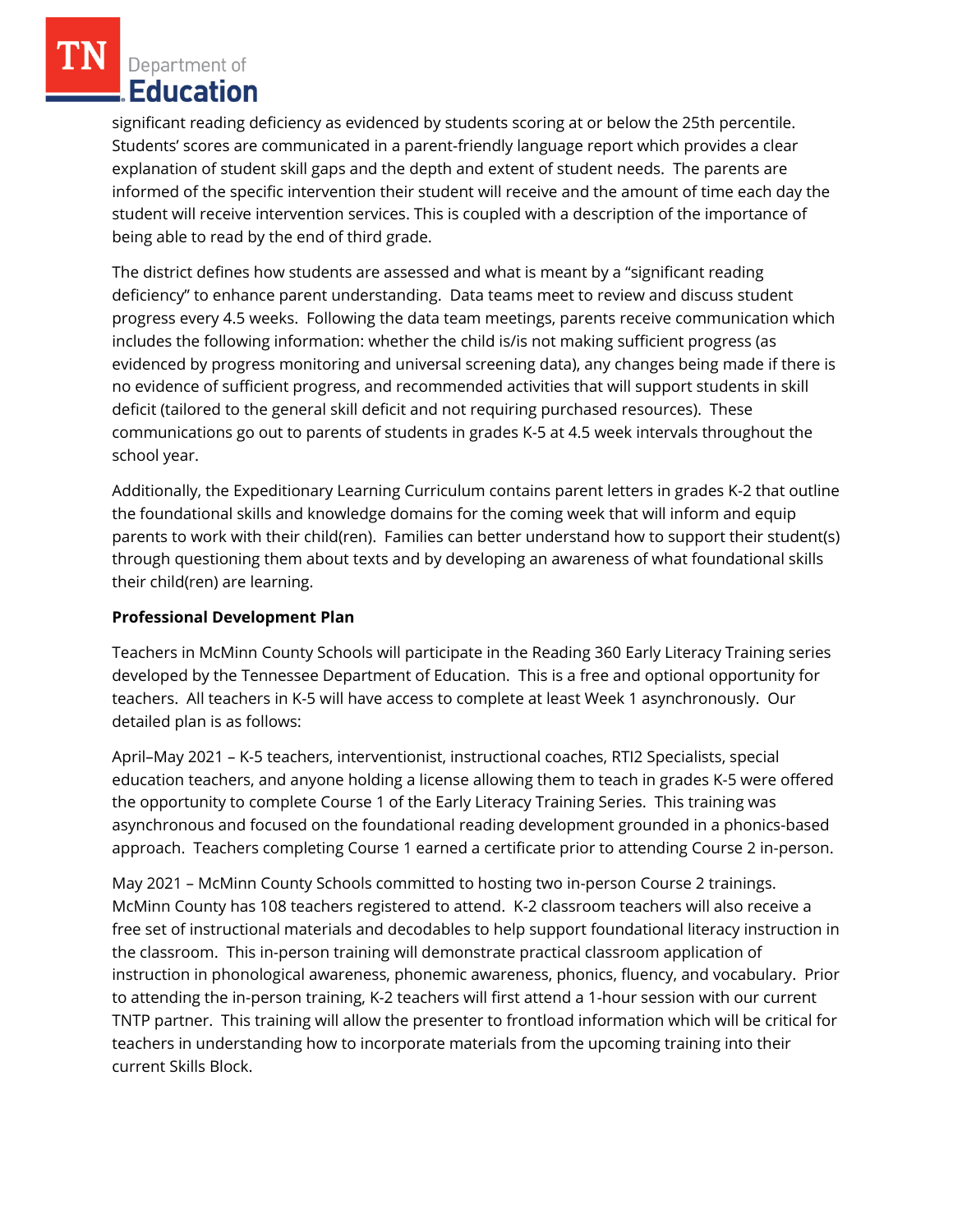significant reading deficiency as evidenced by students scoring at or below the 25th percentile. Students' scores are communicated in a parent-friendly language report which provides a clear explanation of student skill gaps and the depth and extent of student needs. The parents are informed of the specific intervention their student will receive and the amount of time each day the student will receive intervention services. This is coupled with a description of the importance of being able to read by the end of third grade.

The district defines how students are assessed and what is meant by a "significant reading deficiency" to enhance parent understanding. Data teams meet to review and discuss student progress every 4.5 weeks. Following the data team meetings, parents receive communication which includes the following information: whether the child is/is not making sufficient progress (as evidenced by progress monitoring and universal screening data), any changes being made if there is no evidence of sufficient progress, and recommended activities that will support students in skill deficit (tailored to the general skill deficit and not requiring purchased resources). These communications go out to parents of students in grades K-5 at 4.5 week intervals throughout the school year.

Additionally, the Expeditionary Learning Curriculum contains parent letters in grades K-2 that outline the foundational skills and knowledge domains for the coming week that will inform and equip parents to work with their child(ren). Families can better understand how to support their student(s) through questioning them about texts and by developing an awareness of what foundational skills their child(ren) are learning.

**Professional Development Plan**

Teachers in McMinn County Schools will participate in the Reading 360 Early Literacy Training series developed by the Tennessee Department of Education. This is a free and optional opportunity for teachers. All teachers in K-5 will have access to complete at least Week 1 asynchronously. Our detailed plan is as follows:

April–May 2021 – K-5 teachers, interventionist, instructional coaches, RTI2 Specialists, special education teachers, and anyone holding a license allowing them to teach in grades K-5 were offered the opportunity to complete Course 1 of the Early Literacy Training Series. This training was asynchronous and focused on the foundational reading development grounded in a phonics-based approach. Teachers completing Course 1 earned a certificate prior to attending Course 2 in-person.

May 2021 – McMinn County Schools committed to hosting two in-person Course 2 trainings. McMinn County has 108 teachers registered to attend. K-2 classroom teachers will also receive a free set of instructional materials and decodables to help support foundational literacy instruction in the classroom. This in-person training will demonstrate practical classroom application of instruction in phonological awareness, phonemic awareness, phonics, fluency, and vocabulary. Prior to attending the in-person training, K-2 teachers will first attend a 1-hour session with our current TNTP partner. This training will allow the presenter to frontload information which will be critical for teachers in understanding how to incorporate materials from the upcoming training into their current Skills Block.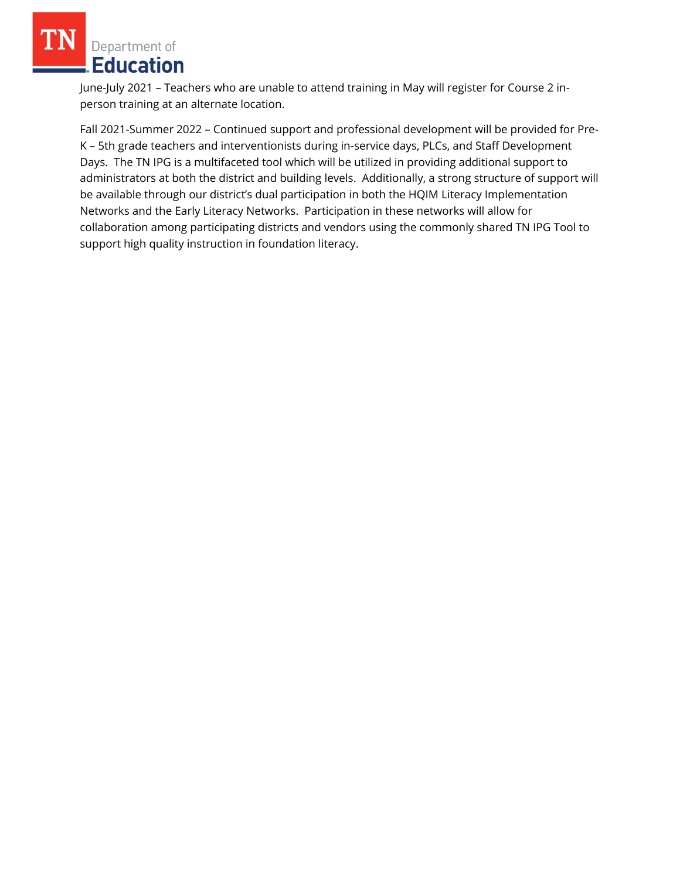June-July 2021 – Teachers who are unable to attend training in May will register for Course 2 in-person training at an alternate location.

Fall 2021-Summer 2022 – Continued support and professional development will be provided for Pre-K – 5th grade teachers and interventionists during in-service days, PLCs, and Staff Development Days. The TN IPG is a multifaceted tool which will be utilized in providing additional support to administrators at both the district and building levels. Additionally, a strong structure of support will be available through our district's dual participation in both the HQIM Literacy Implementation Networks and the Early Literacy Networks. Participation in these networks will allow for collaboration among participating districts and vendors using the commonly shared TN IPG Tool to support high quality instruction in foundation literacy.